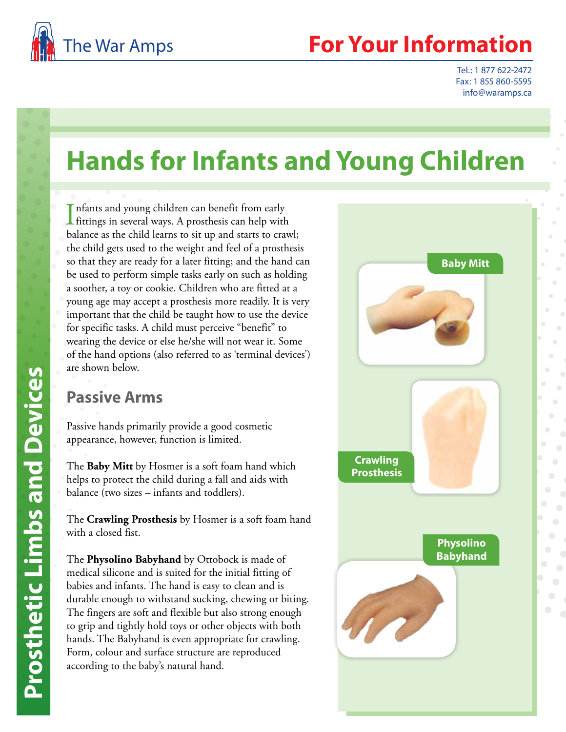# The War Amps

## For Your Information

Tel.: 1 877 622-2472
Fax: 1 855 860-5595
info@waramps.ca

# Hands for Infants and Young Children

Infants and young children can benefit from early fittings in several ways. A prosthesis can help with balance as the child learns to sit up and starts to crawl; the child gets used to the weight and feel of a prosthesis so that they are ready for a later fitting; and the hand can be used to perform simple tasks early on such as holding a soother, a toy or cookie. Children who are fitted at a young age may accept a prosthesis more readily. It is very important that the child be taught how to use the device for specific tasks. A child must perceive "benefit" to wearing the device or else he/she will not wear it. Some of the hand options (also referred to as 'terminal devices') are shown below.

## Passive Arms

Passive hands primarily provide a good cosmetic appearance, however, function is limited.

The **Baby Mitt** by Hosmer is a soft foam hand which helps to protect the child during a fall and aids with balance (two sizes – infants and toddlers).

The **Crawling Prosthesis** by Hosmer is a soft foam hand with a closed fist.

The **Physolino Babyhand** by Ottobock is made of medical silicone and is suited for the initial fitting of babies and infants. The hand is easy to clean and is durable enough to withstand sucking, chewing or biting. The fingers are soft and flexible but also strong enough to grip and tightly hold toys or other objects with both hands. The Babyhand is even appropriate for crawling. Form, colour and surface structure are reproduced according to the baby's natural hand.

Baby Mitt

Crawling Prosthesis

Physolino Babyhand

Prosthetic Limbs and Devices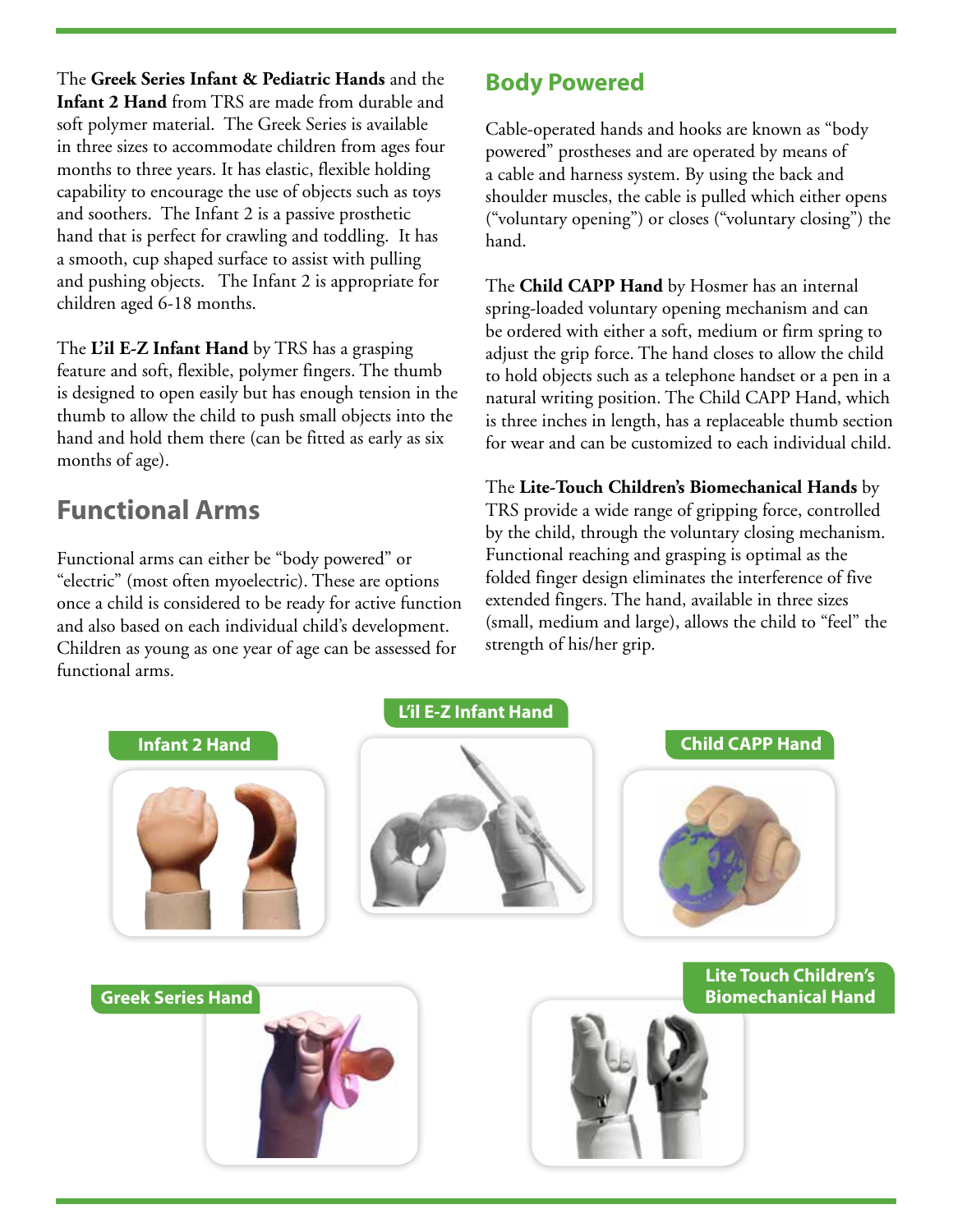The **Greek Series Infant & Pediatric Hands** and the **Infant 2 Hand** from TRS are made from durable and soft polymer material. The Greek Series is available in three sizes to accommodate children from ages four months to three years. It has elastic, flexible holding capability to encourage the use of objects such as toys and soothers. The Infant 2 is a passive prosthetic hand that is perfect for crawling and toddling. It has a smooth, cup shaped surface to assist with pulling and pushing objects. The Infant 2 is appropriate for children aged 6-18 months.

The **L'il E-Z Infant Hand** by TRS has a grasping feature and soft, flexible, polymer fingers. The thumb is designed to open easily but has enough tension in the thumb to allow the child to push small objects into the hand and hold them there (can be fitted as early as six months of age).

## Functional Arms

Functional arms can either be "body powered" or "electric" (most often myoelectric). These are options once a child is considered to be ready for active function and also based on each individual child's development. Children as young as one year of age can be assessed for functional arms.

## Body Powered

Cable-operated hands and hooks are known as "body powered" prostheses and are operated by means of a cable and harness system. By using the back and shoulder muscles, the cable is pulled which either opens ("voluntary opening") or closes ("voluntary closing") the hand.

The **Child CAPP Hand** by Hosmer has an internal spring-loaded voluntary opening mechanism and can be ordered with either a soft, medium or firm spring to adjust the grip force. The hand closes to allow the child to hold objects such as a telephone handset or a pen in a natural writing position. The Child CAPP Hand, which is three inches in length, has a replaceable thumb section for wear and can be customized to each individual child.

The **Lite-Touch Children's Biomechanical Hands** by TRS provide a wide range of gripping force, controlled by the child, through the voluntary closing mechanism. Functional reaching and grasping is optimal as the folded finger design eliminates the interference of five extended fingers. The hand, available in three sizes (small, medium and large), allows the child to "feel" the strength of his/her grip.

Infant 2 Hand

L'il E-Z Infant Hand

Child CAPP Hand

Greek Series Hand

Lite Touch Children's Biomechanical Hand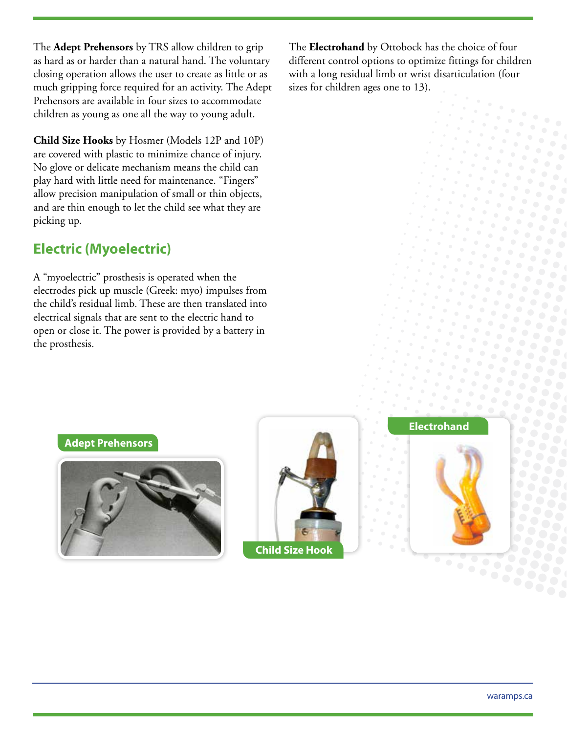The **Adept Prehensors** by TRS allow children to grip as hard as or harder than a natural hand. The voluntary closing operation allows the user to create as little or as much gripping force required for an activity. The Adept Prehensors are available in four sizes to accommodate children as young as one all the way to young adult.

**Child Size Hooks** by Hosmer (Models 12P and 10P) are covered with plastic to minimize chance of injury. No glove or delicate mechanism means the child can play hard with little need for maintenance. "Fingers" allow precision manipulation of small or thin objects, and are thin enough to let the child see what they are picking up.

## Electric (Myoelectric)

A "myoelectric" prosthesis is operated when the electrodes pick up muscle (Greek: myo) impulses from the child's residual limb. These are then translated into electrical signals that are sent to the electric hand to open or close it. The power is provided by a battery in the prosthesis.

The **Electrohand** by Ottobock has the choice of four different control options to optimize fittings for children with a long residual limb or wrist disarticulation (four sizes for children ages one to 13).

Adept Prehensors

Child Size Hook

Electrohand